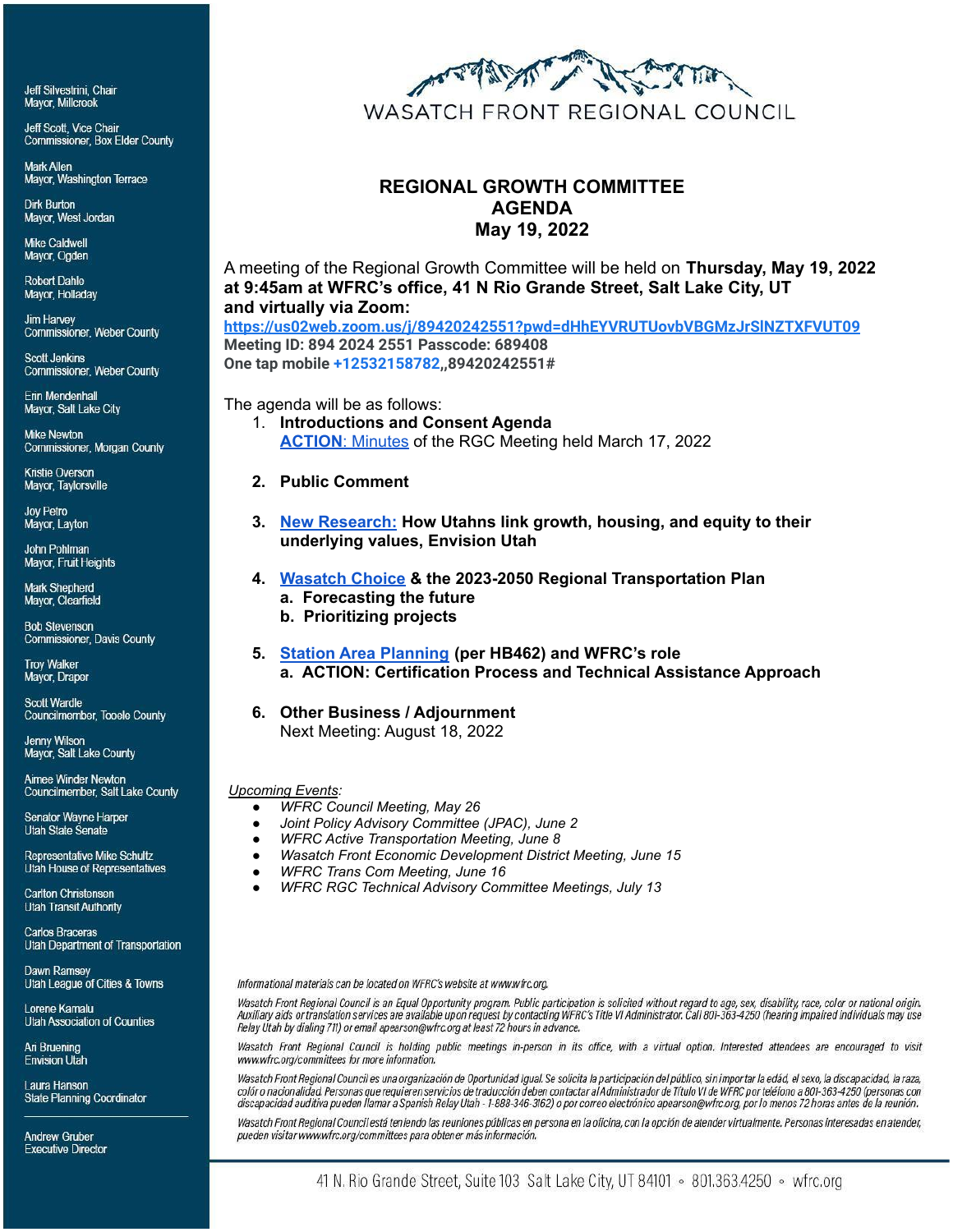Jeff Silvestrini, Chair
Mayor, Millcreek

Jeff Scott, Vice Chair
Commissioner, Box Elder County

Mark Allen
Mayor, Washington Terrace

Dirk Burton
Mayor, West Jordan

Mike Caldwell
Mayor, Ogden

Robert Dahle
Mayor, Holladay

Jim Harvey
Commissioner, Weber County

Scott Jenkins
Commissioner, Weber County

Erin Mendenhall
Mayor, Salt Lake City

Mike Newton
Commissioner, Morgan County

Kristie Overson
Mayor, Taylorsville

Joy Petro
Mayor, Layton

John Pohlman
Mayor, Fruit Heights

Mark Shepherd
Mayor, Clearfield

Bob Stevenson
Commissioner, Davis County

Troy Walker
Mayor, Draper

Scott Wardle
Councilmember, Tooele County

Jenny Wilson
Mayor, Salt Lake County

Aimee Winder Newton
Councilmember, Salt Lake County

Senator Wayne Harper
Utah State Senate

Representative Mike Schultz
Utah House of Representatives

Carlton Christensen
Utah Transit Authority

Carlos Braceras
Utah Department of Transportation

Dawn Ramsey
Utah League of Cities & Towns

Lorene Kamalu
Utah Association of Counties

Ari Bruening
Envision Utah

Laura Hanson
State Planning Coordinator

Andrew Gruber
Executive Director

WASATCH FRONT REGIONAL COUNCIL

# REGIONAL GROWTH COMMITTEE AGENDA May 19, 2022

A meeting of the Regional Growth Committee will be held on **Thursday, May 19, 2022 at 9:45am at WFRC's office, 41 N Rio Grande Street, Salt Lake City, UT and virtually via Zoom:**
**https://us02web.zoom.us/j/89420242551?pwd=dHhEYVRUTUovbVBGMzJrSlNZTXFVUT09**
**Meeting ID: 894 2024 2551 Passcode: 689408**
**One tap mobile +12532158782,,89420242551#**

The agenda will be as follows:

1. **Introductions and Consent Agenda**
   **ACTION**: Minutes of the RGC Meeting held March 17, 2022

2. **Public Comment**

3. **New Research: How Utahns link growth, housing, and equity to their underlying values, Envision Utah**

4. **Wasatch Choice & the 2023-2050 Regional Transportation Plan**
   a. **Forecasting the future**
   b. **Prioritizing projects**

5. **Station Area Planning (per HB462) and WFRC's role**
   a. **ACTION: Certification Process and Technical Assistance Approach**

6. **Other Business / Adjournment**
   Next Meeting: August 18, 2022

*Upcoming Events:*

- *WFRC Council Meeting, May 26*
- *Joint Policy Advisory Committee (JPAC), June 2*
- *WFRC Active Transportation Meeting, June 8*
- *Wasatch Front Economic Development District Meeting, June 15*
- *WFRC Trans Com Meeting, June 16*
- *WFRC RGC Technical Advisory Committee Meetings, July 13*

*Informational materials can be located on WFRC's website at www.wfrc.org.*

*Wasatch Front Regional Council is an Equal Opportunity program. Public participation is solicited without regard to age, sex, disability, race, color or national origin. Auxiliary aids or translation services are available upon request by contacting WFRC's Title VI Administrator. Call 801-363-4250 (hearing impaired individuals may use Relay Utah by dialing 711) or email apearson@wfrc.org at least 72 hours in advance.*

*Wasatch Front Regional Council is holding public meetings in-person in its office, with a virtual option. Interested attendees are encouraged to visit www.wfrc.org/committees for more information.*

*Wasatch Front Regional Council es una organización de Oportunidad Igual. Se solicita la participación del público, sin importar la edád, el sexo, la discapacidad, la raza, colór o nacionalidad. Personas que requieren servicios de traducción deben contactar al Administrador de Título VI de WFRC por teléfono a 801-363-4250 (personas con discapacidad auditiva pueden llamar a Spanish Relay Utah - 1-888-346-3162) o por correo electrónico apearson@wfrc.org, por lo menos 72 horas antes de la reunión.*

*Wasatch Front Regional Council está teniendo las reuniones públicas en persona en la oficina, con la opción de atender virtualmente. Personas interesadas en atender, pueden visitar www.wfrc.org/committees para obtener más información.*

41 N. Rio Grande Street, Suite 103 Salt Lake City, UT 84101 ◦ 801.363.4250 ◦ wfrc.org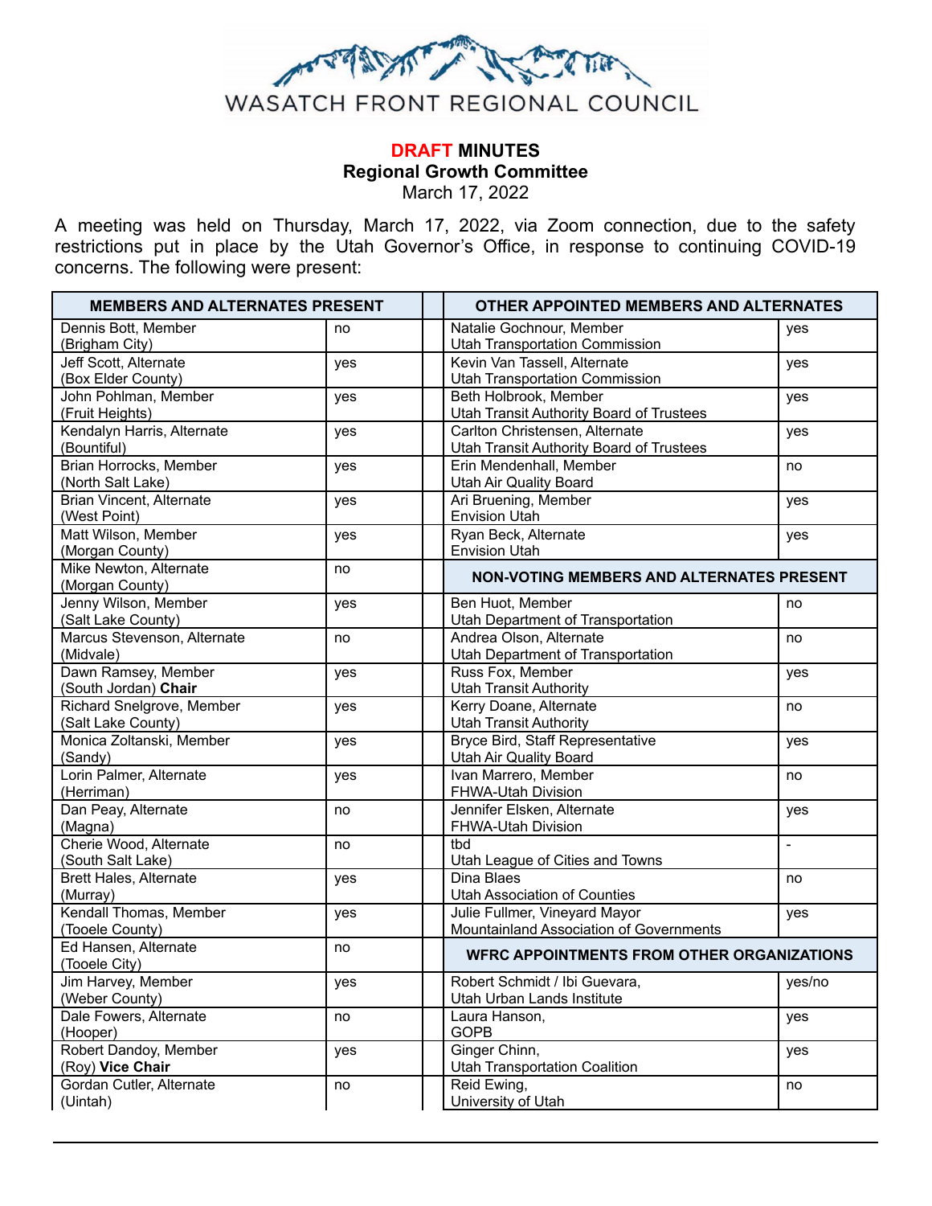# WASATCH FRONT REGIONAL COUNCIL

**DRAFT MINUTES**
**Regional Growth Committee**
March 17, 2022

A meeting was held on Thursday, March 17, 2022, via Zoom connection, due to the safety restrictions put in place by the Utah Governor's Office, in response to continuing COVID-19 concerns. The following were present:

| MEMBERS AND ALTERNATES PRESENT | | | OTHER APPOINTED MEMBERS AND ALTERNATES | |
|---|---|---|---|---|
| Dennis Bott, Member (Brigham City) | no | | Natalie Gochnour, Member Utah Transportation Commission | yes |
| Jeff Scott, Alternate (Box Elder County) | yes | | Kevin Van Tassell, Alternate Utah Transportation Commission | yes |
| John Pohlman, Member (Fruit Heights) | yes | | Beth Holbrook, Member Utah Transit Authority Board of Trustees | yes |
| Kendalyn Harris, Alternate (Bountiful) | yes | | Carlton Christensen, Alternate Utah Transit Authority Board of Trustees | yes |
| Brian Horrocks, Member (North Salt Lake) | yes | | Erin Mendenhall, Member Utah Air Quality Board | no |
| Brian Vincent, Alternate (West Point) | yes | | Ari Bruening, Member Envision Utah | yes |
| Matt Wilson, Member (Morgan County) | yes | | Ryan Beck, Alternate Envision Utah | yes |
| Mike Newton, Alternate (Morgan County) | no | | **NON-VOTING MEMBERS AND ALTERNATES PRESENT** | |
| Jenny Wilson, Member (Salt Lake County) | yes | | Ben Huot, Member Utah Department of Transportation | no |
| Marcus Stevenson, Alternate (Midvale) | no | | Andrea Olson, Alternate Utah Department of Transportation | no |
| Dawn Ramsey, Member (South Jordan) **Chair** | yes | | Russ Fox, Member Utah Transit Authority | yes |
| Richard Snelgrove, Member (Salt Lake County) | yes | | Kerry Doane, Alternate Utah Transit Authority | no |
| Monica Zoltanski, Member (Sandy) | yes | | Bryce Bird, Staff Representative Utah Air Quality Board | yes |
| Lorin Palmer, Alternate (Herriman) | yes | | Ivan Marrero, Member FHWA-Utah Division | no |
| Dan Peay, Alternate (Magna) | no | | Jennifer Elsken, Alternate FHWA-Utah Division | yes |
| Cherie Wood, Alternate (South Salt Lake) | no | | tbd Utah League of Cities and Towns | - |
| Brett Hales, Alternate (Murray) | yes | | Dina Blaes Utah Association of Counties | no |
| Kendall Thomas, Member (Tooele County) | yes | | Julie Fullmer, Vineyard Mayor Mountainland Association of Governments | yes |
| Ed Hansen, Alternate (Tooele City) | no | | **WFRC APPOINTMENTS FROM OTHER ORGANIZATIONS** | |
| Jim Harvey, Member (Weber County) | yes | | Robert Schmidt / Ibi Guevara, Utah Urban Lands Institute | yes/no |
| Dale Fowers, Alternate (Hooper) | no | | Laura Hanson, GOPB | yes |
| Robert Dandoy, Member (Roy) **Vice Chair** | yes | | Ginger Chinn, Utah Transportation Coalition | yes |
| Gordan Cutler, Alternate (Uintah) | no | | Reid Ewing, University of Utah | no |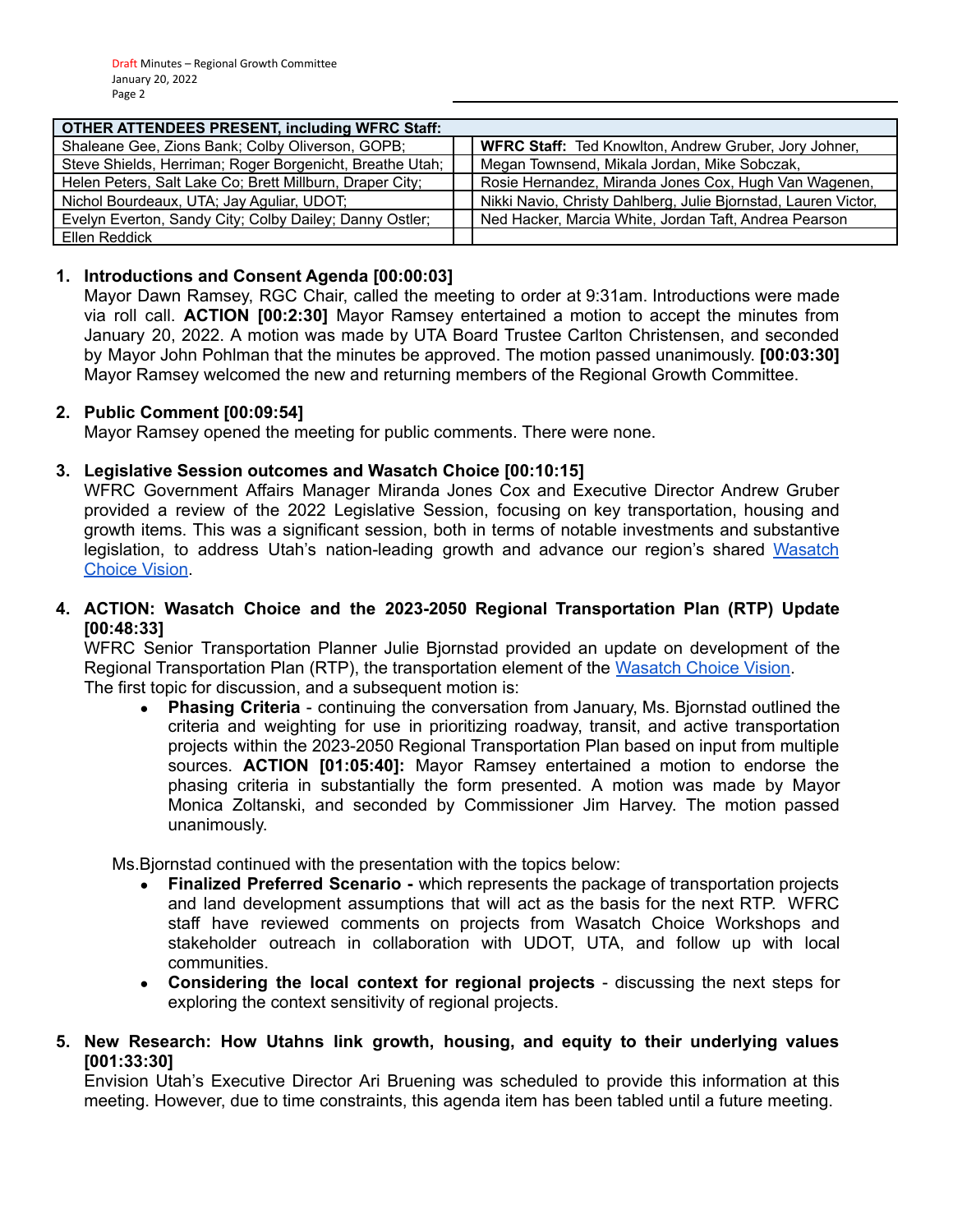| OTHER ATTENDEES PRESENT, including WFRC Staff: | | |
|---|---|---|
| Shaleane Gee, Zions Bank; Colby Oliverson, GOPB; | | **WFRC Staff:** Ted Knowlton, Andrew Gruber, Jory Johner, |
| Steve Shields, Herriman; Roger Borgenicht, Breathe Utah; | | Megan Townsend, Mikala Jordan, Mike Sobczak, |
| Helen Peters, Salt Lake Co; Brett Millburn, Draper City; | | Rosie Hernandez, Miranda Jones Cox, Hugh Van Wagenen, |
| Nichol Bourdeaux, UTA; Jay Aguliar, UDOT; | | Nikki Navio, Christy Dahlberg, Julie Bjornstad, Lauren Victor, |
| Evelyn Everton, Sandy City; Colby Dailey; Danny Ostler; | | Ned Hacker, Marcia White, Jordan Taft, Andrea Pearson |
| Ellen Reddick | | |

1. **Introductions and Consent Agenda [00:00:03]**
Mayor Dawn Ramsey, RGC Chair, called the meeting to order at 9:31am. Introductions were made via roll call. **ACTION [00:2:30]** Mayor Ramsey entertained a motion to accept the minutes from January 20, 2022. A motion was made by UTA Board Trustee Carlton Christensen, and seconded by Mayor John Pohlman that the minutes be approved. The motion passed unanimously. **[00:03:30]** Mayor Ramsey welcomed the new and returning members of the Regional Growth Committee.

2. **Public Comment [00:09:54]**
Mayor Ramsey opened the meeting for public comments. There were none.

3. **Legislative Session outcomes and Wasatch Choice [00:10:15]**
WFRC Government Affairs Manager Miranda Jones Cox and Executive Director Andrew Gruber provided a review of the 2022 Legislative Session, focusing on key transportation, housing and growth items. This was a significant session, both in terms of notable investments and substantive legislation, to address Utah's nation-leading growth and advance our region's shared Wasatch Choice Vision.

4. **ACTION: Wasatch Choice and the 2023-2050 Regional Transportation Plan (RTP) Update [00:48:33]**
WFRC Senior Transportation Planner Julie Bjornstad provided an update on development of the Regional Transportation Plan (RTP), the transportation element of the Wasatch Choice Vision.
The first topic for discussion, and a subsequent motion is:
   - **Phasing Criteria** - continuing the conversation from January, Ms. Bjornstad outlined the criteria and weighting for use in prioritizing roadway, transit, and active transportation projects within the 2023-2050 Regional Transportation Plan based on input from multiple sources. **ACTION [01:05:40]:** Mayor Ramsey entertained a motion to endorse the phasing criteria in substantially the form presented. A motion was made by Mayor Monica Zoltanski, and seconded by Commissioner Jim Harvey. The motion passed unanimously.

   Ms.Bjornstad continued with the presentation with the topics below:
   - **Finalized Preferred Scenario -** which represents the package of transportation projects and land development assumptions that will act as the basis for the next RTP. WFRC staff have reviewed comments on projects from Wasatch Choice Workshops and stakeholder outreach in collaboration with UDOT, UTA, and follow up with local communities.
   - **Considering the local context for regional projects** - discussing the next steps for exploring the context sensitivity of regional projects.

5. **New Research: How Utahns link growth, housing, and equity to their underlying values [001:33:30]**
Envision Utah's Executive Director Ari Bruening was scheduled to provide this information at this meeting. However, due to time constraints, this agenda item has been tabled until a future meeting.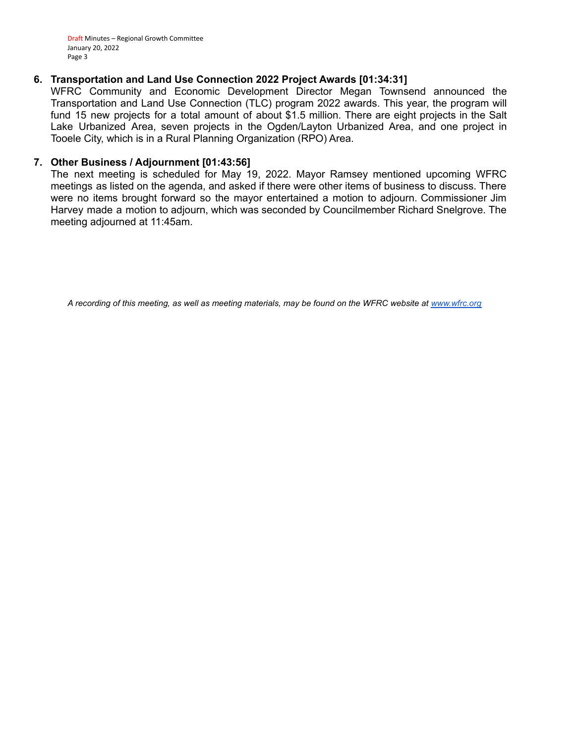6. **Transportation and Land Use Connection 2022 Project Awards [01:34:31]**
   WFRC Community and Economic Development Director Megan Townsend announced the Transportation and Land Use Connection (TLC) program 2022 awards. This year, the program will fund 15 new projects for a total amount of about $1.5 million. There are eight projects in the Salt Lake Urbanized Area, seven projects in the Ogden/Layton Urbanized Area, and one project in Tooele City, which is in a Rural Planning Organization (RPO) Area.

7. **Other Business / Adjournment [01:43:56]**
   The next meeting is scheduled for May 19, 2022. Mayor Ramsey mentioned upcoming WFRC meetings as listed on the agenda, and asked if there were other items of business to discuss. There were no items brought forward so the mayor entertained a motion to adjourn. Commissioner Jim Harvey made a motion to adjourn, which was seconded by Councilmember Richard Snelgrove. The meeting adjourned at 11:45am.

*A recording of this meeting, as well as meeting materials, may be found on the WFRC website at [www.wfrc.org](http://www.wfrc.org)*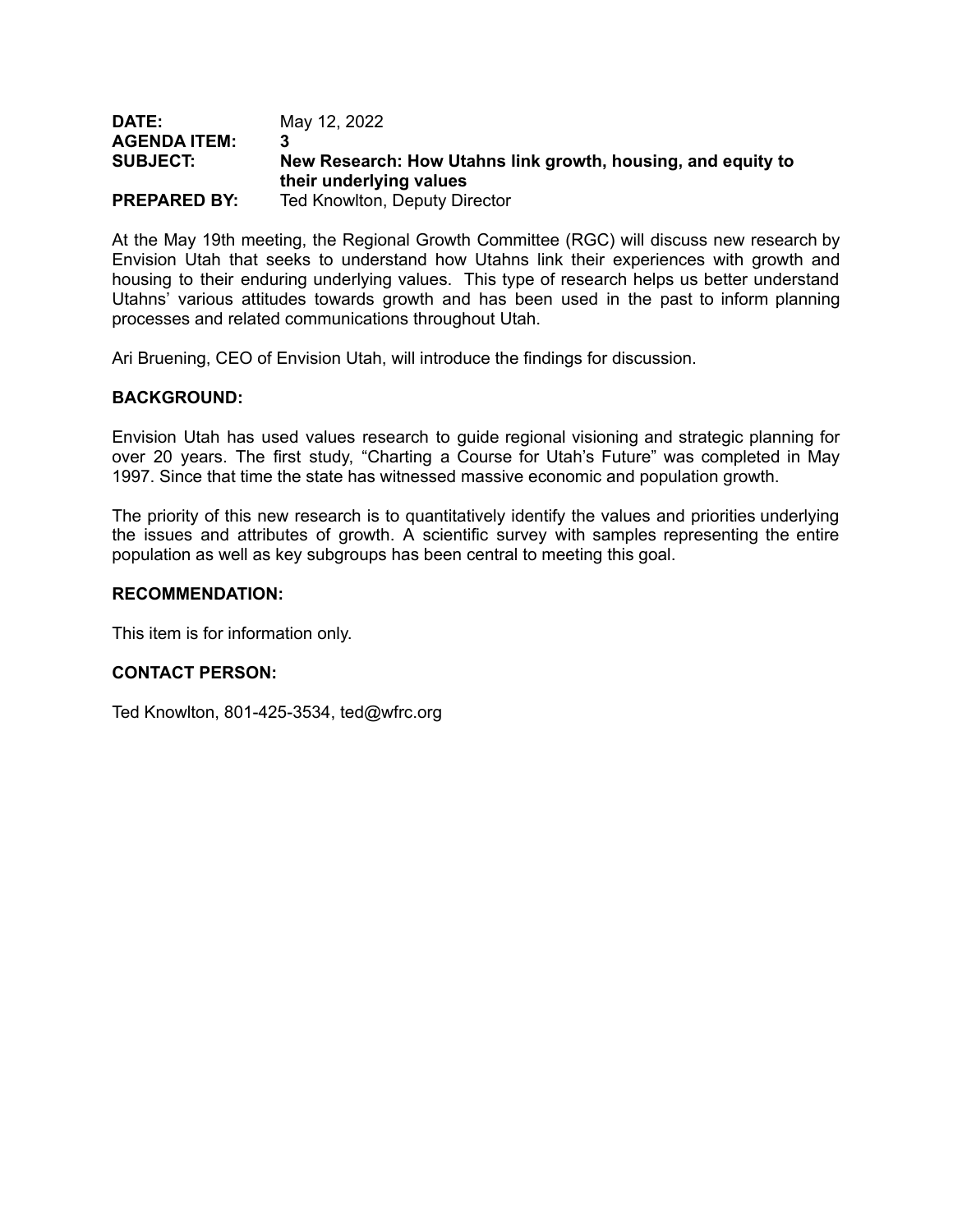**DATE:** May 12, 2022
**AGENDA ITEM:** 3
**SUBJECT:** **New Research: How Utahns link growth, housing, and equity to their underlying values**
**PREPARED BY:** Ted Knowlton, Deputy Director

At the May 19th meeting, the Regional Growth Committee (RGC) will discuss new research by Envision Utah that seeks to understand how Utahns link their experiences with growth and housing to their enduring underlying values. This type of research helps us better understand Utahns' various attitudes towards growth and has been used in the past to inform planning processes and related communications throughout Utah.

Ari Bruening, CEO of Envision Utah, will introduce the findings for discussion.

**BACKGROUND:**

Envision Utah has used values research to guide regional visioning and strategic planning for over 20 years. The first study, "Charting a Course for Utah's Future" was completed in May 1997. Since that time the state has witnessed massive economic and population growth.

The priority of this new research is to quantitatively identify the values and priorities underlying the issues and attributes of growth. A scientific survey with samples representing the entire population as well as key subgroups has been central to meeting this goal.

**RECOMMENDATION:**

This item is for information only.

**CONTACT PERSON:**

Ted Knowlton, 801-425-3534, ted@wfrc.org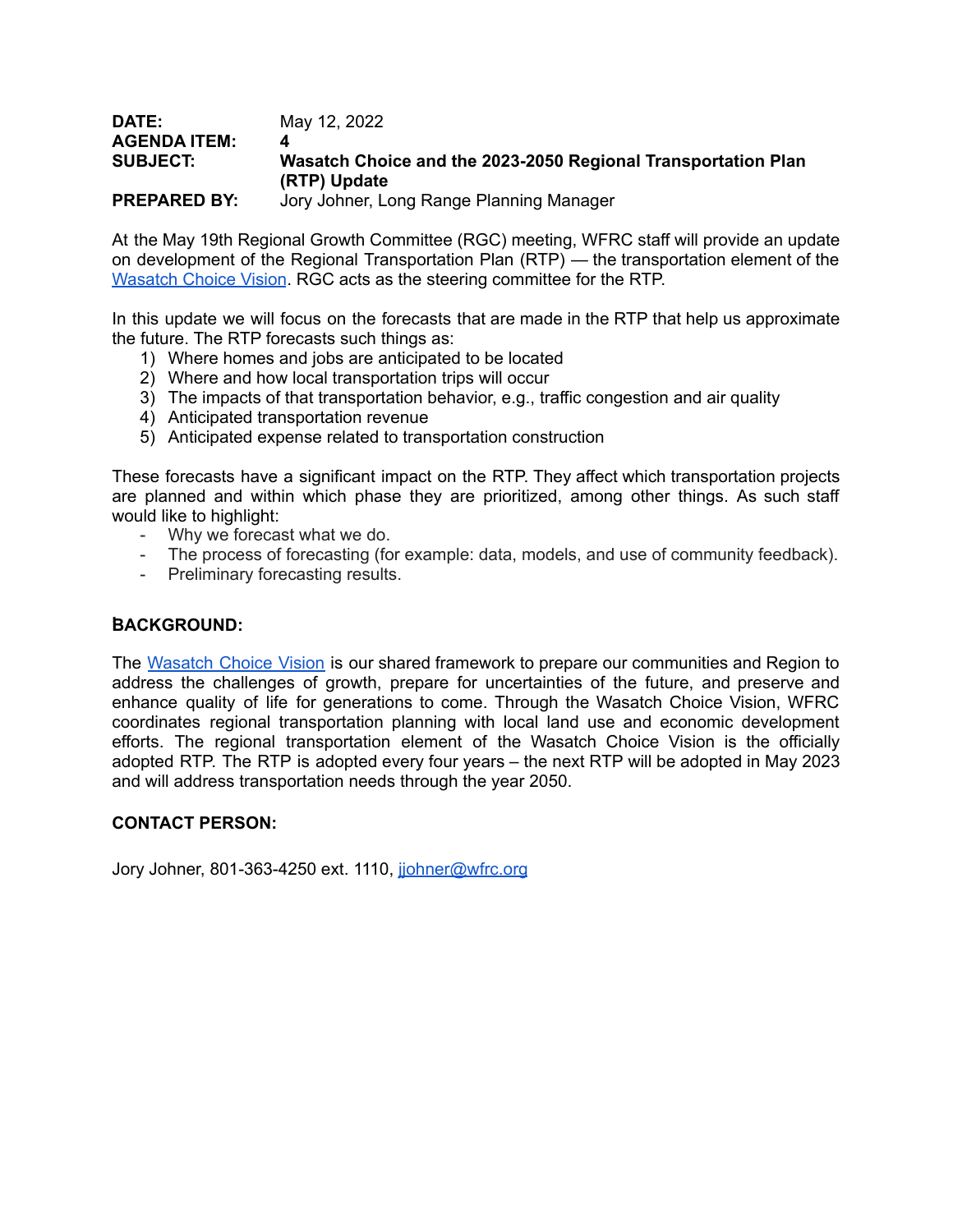**DATE:** May 12, 2022
**AGENDA ITEM:** 4
**SUBJECT:** **Wasatch Choice and the 2023-2050 Regional Transportation Plan (RTP) Update**
**PREPARED BY:** Jory Johner, Long Range Planning Manager

At the May 19th Regional Growth Committee (RGC) meeting, WFRC staff will provide an update on development of the Regional Transportation Plan (RTP) — the transportation element of the [Wasatch Choice Vision](). RGC acts as the steering committee for the RTP.

In this update we will focus on the forecasts that are made in the RTP that help us approximate the future. The RTP forecasts such things as:

1) Where homes and jobs are anticipated to be located
2) Where and how local transportation trips will occur
3) The impacts of that transportation behavior, e.g., traffic congestion and air quality
4) Anticipated transportation revenue
5) Anticipated expense related to transportation construction

These forecasts have a significant impact on the RTP. They affect which transportation projects are planned and within which phase they are prioritized, among other things. As such staff would like to highlight:

- Why we forecast what we do.
- The process of forecasting (for example: data, models, and use of community feedback).
- Preliminary forecasting results.

## BACKGROUND:

The [Wasatch Choice Vision]() is our shared framework to prepare our communities and Region to address the challenges of growth, prepare for uncertainties of the future, and preserve and enhance quality of life for generations to come. Through the Wasatch Choice Vision, WFRC coordinates regional transportation planning with local land use and economic development efforts. The regional transportation element of the Wasatch Choice Vision is the officially adopted RTP. The RTP is adopted every four years – the next RTP will be adopted in May 2023 and will address transportation needs through the year 2050.

## CONTACT PERSON:

Jory Johner, 801-363-4250 ext. 1110, jjohner@wfrc.org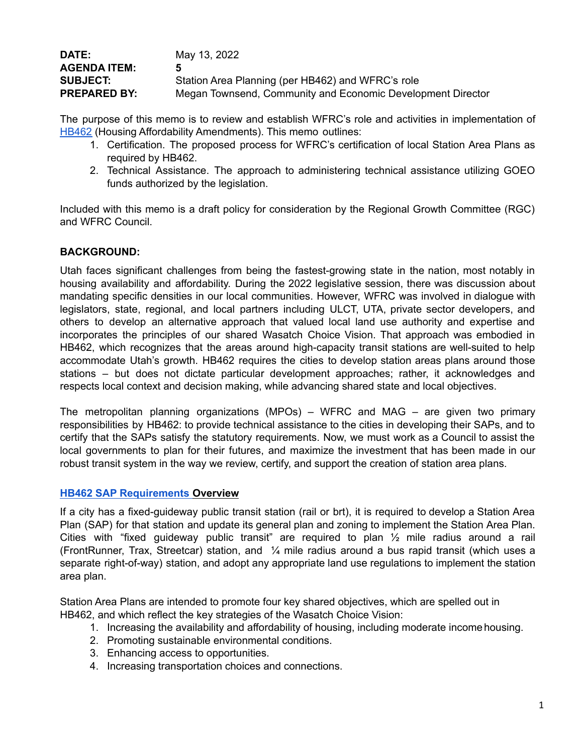**DATE:** May 13, 2022
**AGENDA ITEM:** 5
**SUBJECT:** Station Area Planning (per HB462) and WFRC's role
**PREPARED BY:** Megan Townsend, Community and Economic Development Director

The purpose of this memo is to review and establish WFRC's role and activities in implementation of HB462 (Housing Affordability Amendments). This memo outlines:

1. Certification. The proposed process for WFRC's certification of local Station Area Plans as required by HB462.
2. Technical Assistance. The approach to administering technical assistance utilizing GOEO funds authorized by the legislation.

Included with this memo is a draft policy for consideration by the Regional Growth Committee (RGC) and WFRC Council.

**BACKGROUND:**

Utah faces significant challenges from being the fastest-growing state in the nation, most notably in housing availability and affordability. During the 2022 legislative session, there was discussion about mandating specific densities in our local communities. However, WFRC was involved in dialogue with legislators, state, regional, and local partners including ULCT, UTA, private sector developers, and others to develop an alternative approach that valued local land use authority and expertise and incorporates the principles of our shared Wasatch Choice Vision. That approach was embodied in HB462, which recognizes that the areas around high-capacity transit stations are well-suited to help accommodate Utah's growth. HB462 requires the cities to develop station areas plans around those stations – but does not dictate particular development approaches; rather, it acknowledges and respects local context and decision making, while advancing shared state and local objectives.

The metropolitan planning organizations (MPOs) – WFRC and MAG – are given two primary responsibilities by HB462: to provide technical assistance to the cities in developing their SAPs, and to certify that the SAPs satisfy the statutory requirements. Now, we must work as a Council to assist the local governments to plan for their futures, and maximize the investment that has been made in our robust transit system in the way we review, certify, and support the creation of station area plans.

**HB462 SAP Requirements Overview**

If a city has a fixed-guideway public transit station (rail or brt), it is required to develop a Station Area Plan (SAP) for that station and update its general plan and zoning to implement the Station Area Plan. Cities with "fixed guideway public transit" are required to plan ½ mile radius around a rail (FrontRunner, Trax, Streetcar) station, and ¼ mile radius around a bus rapid transit (which uses a separate right-of-way) station, and adopt any appropriate land use regulations to implement the station area plan.

Station Area Plans are intended to promote four key shared objectives, which are spelled out in HB462, and which reflect the key strategies of the Wasatch Choice Vision:

1. Increasing the availability and affordability of housing, including moderate income housing.
2. Promoting sustainable environmental conditions.
3. Enhancing access to opportunities.
4. Increasing transportation choices and connections.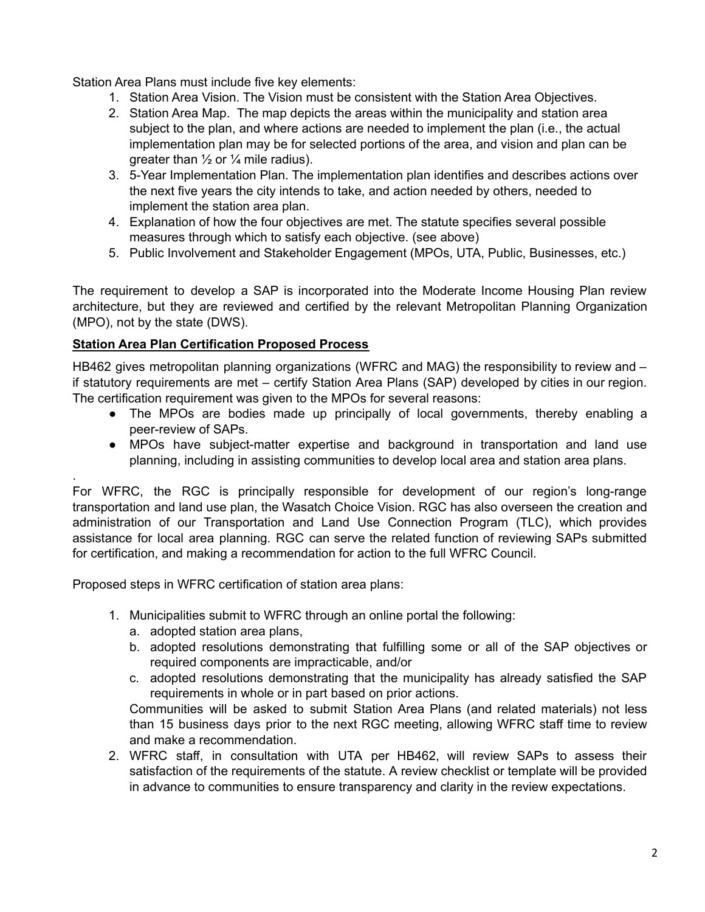Station Area Plans must include five key elements:

1. Station Area Vision. The Vision must be consistent with the Station Area Objectives.
2. Station Area Map. The map depicts the areas within the municipality and station area subject to the plan, and where actions are needed to implement the plan (i.e., the actual implementation plan may be for selected portions of the area, and vision and plan can be greater than ½ or ¼ mile radius).
3. 5-Year Implementation Plan. The implementation plan identifies and describes actions over the next five years the city intends to take, and action needed by others, needed to implement the station area plan.
4. Explanation of how the four objectives are met. The statute specifies several possible measures through which to satisfy each objective. (see above)
5. Public Involvement and Stakeholder Engagement (MPOs, UTA, Public, Businesses, etc.)

The requirement to develop a SAP is incorporated into the Moderate Income Housing Plan review architecture, but they are reviewed and certified by the relevant Metropolitan Planning Organization (MPO), not by the state (DWS).

**Station Area Plan Certification Proposed Process**

HB462 gives metropolitan planning organizations (WFRC and MAG) the responsibility to review and – if statutory requirements are met – certify Station Area Plans (SAP) developed by cities in our region. The certification requirement was given to the MPOs for several reasons:

- The MPOs are bodies made up principally of local governments, thereby enabling a peer-review of SAPs.
- MPOs have subject-matter expertise and background in transportation and land use planning, including in assisting communities to develop local area and station area plans.

.
For WFRC, the RGC is principally responsible for development of our region's long-range transportation and land use plan, the Wasatch Choice Vision. RGC has also overseen the creation and administration of our Transportation and Land Use Connection Program (TLC), which provides assistance for local area planning. RGC can serve the related function of reviewing SAPs submitted for certification, and making a recommendation for action to the full WFRC Council.

Proposed steps in WFRC certification of station area plans:

1. Municipalities submit to WFRC through an online portal the following:
   a. adopted station area plans,
   b. adopted resolutions demonstrating that fulfilling some or all of the SAP objectives or required components are impracticable, and/or
   c. adopted resolutions demonstrating that the municipality has already satisfied the SAP requirements in whole or in part based on prior actions.

   Communities will be asked to submit Station Area Plans (and related materials) not less than 15 business days prior to the next RGC meeting, allowing WFRC staff time to review and make a recommendation.
2. WFRC staff, in consultation with UTA per HB462, will review SAPs to assess their satisfaction of the requirements of the statute. A review checklist or template will be provided in advance to communities to ensure transparency and clarity in the review expectations.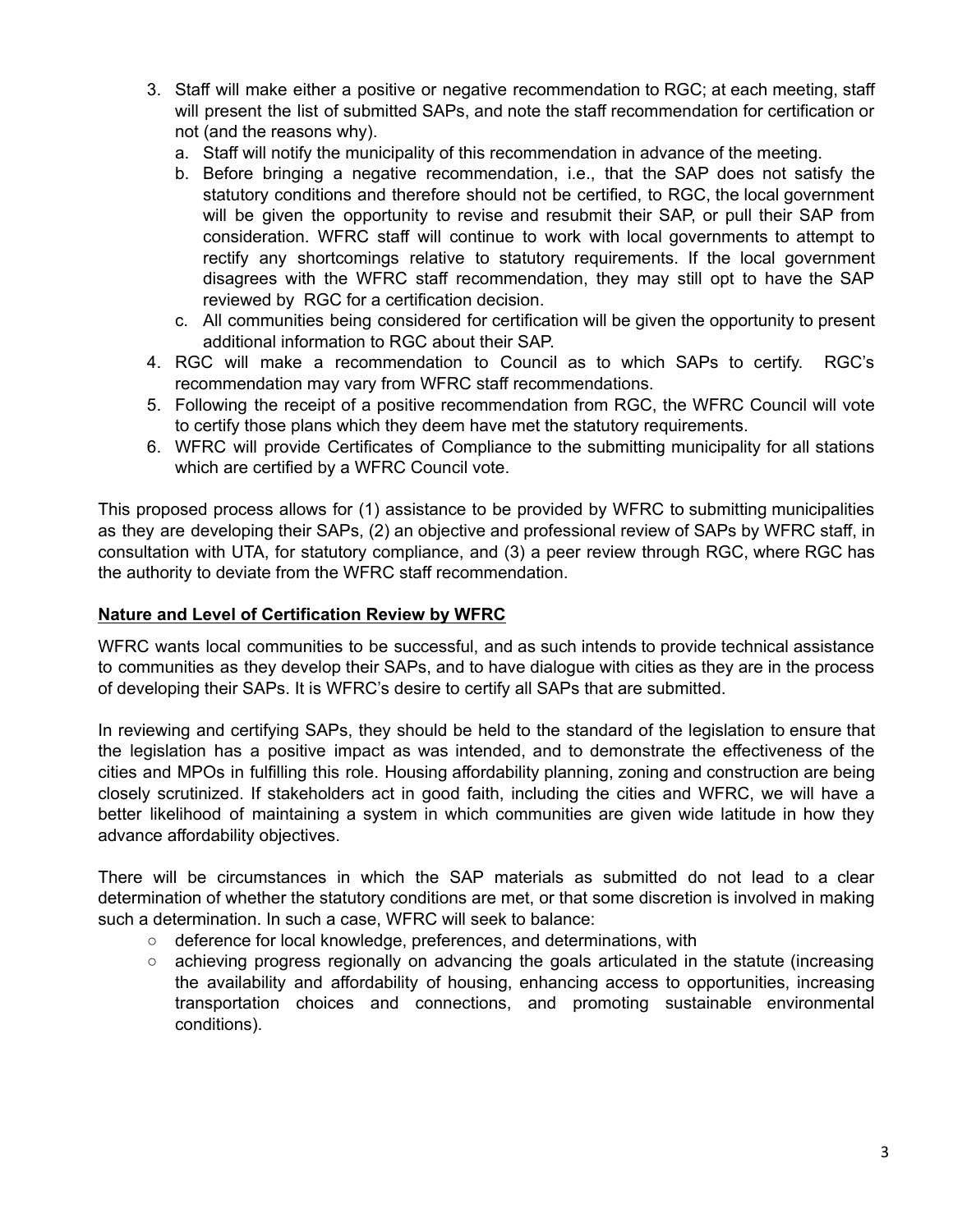3. Staff will make either a positive or negative recommendation to RGC; at each meeting, staff will present the list of submitted SAPs, and note the staff recommendation for certification or not (and the reasons why).
   a. Staff will notify the municipality of this recommendation in advance of the meeting.
   b. Before bringing a negative recommendation, i.e., that the SAP does not satisfy the statutory conditions and therefore should not be certified, to RGC, the local government will be given the opportunity to revise and resubmit their SAP, or pull their SAP from consideration. WFRC staff will continue to work with local governments to attempt to rectify any shortcomings relative to statutory requirements. If the local government disagrees with the WFRC staff recommendation, they may still opt to have the SAP reviewed by RGC for a certification decision.
   c. All communities being considered for certification will be given the opportunity to present additional information to RGC about their SAP.
4. RGC will make a recommendation to Council as to which SAPs to certify. RGC's recommendation may vary from WFRC staff recommendations.
5. Following the receipt of a positive recommendation from RGC, the WFRC Council will vote to certify those plans which they deem have met the statutory requirements.
6. WFRC will provide Certificates of Compliance to the submitting municipality for all stations which are certified by a WFRC Council vote.

This proposed process allows for (1) assistance to be provided by WFRC to submitting municipalities as they are developing their SAPs, (2) an objective and professional review of SAPs by WFRC staff, in consultation with UTA, for statutory compliance, and (3) a peer review through RGC, where RGC has the authority to deviate from the WFRC staff recommendation.

**Nature and Level of Certification Review by WFRC**

WFRC wants local communities to be successful, and as such intends to provide technical assistance to communities as they develop their SAPs, and to have dialogue with cities as they are in the process of developing their SAPs. It is WFRC's desire to certify all SAPs that are submitted.

In reviewing and certifying SAPs, they should be held to the standard of the legislation to ensure that the legislation has a positive impact as was intended, and to demonstrate the effectiveness of the cities and MPOs in fulfilling this role. Housing affordability planning, zoning and construction are being closely scrutinized. If stakeholders act in good faith, including the cities and WFRC, we will have a better likelihood of maintaining a system in which communities are given wide latitude in how they advance affordability objectives.

There will be circumstances in which the SAP materials as submitted do not lead to a clear determination of whether the statutory conditions are met, or that some discretion is involved in making such a determination. In such a case, WFRC will seek to balance:

- deference for local knowledge, preferences, and determinations, with
- achieving progress regionally on advancing the goals articulated in the statute (increasing the availability and affordability of housing, enhancing access to opportunities, increasing transportation choices and connections, and promoting sustainable environmental conditions).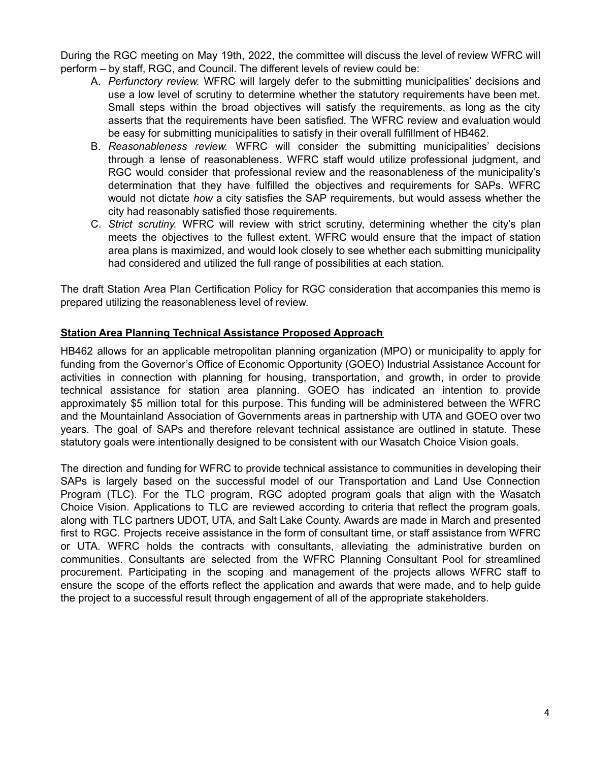During the RGC meeting on May 19th, 2022, the committee will discuss the level of review WFRC will perform – by staff, RGC, and Council. The different levels of review could be:

A. *Perfunctory review.* WFRC will largely defer to the submitting municipalities' decisions and use a low level of scrutiny to determine whether the statutory requirements have been met. Small steps within the broad objectives will satisfy the requirements, as long as the city asserts that the requirements have been satisfied. The WFRC review and evaluation would be easy for submitting municipalities to satisfy in their overall fulfillment of HB462.
B. *Reasonableness review.* WFRC will consider the submitting municipalities' decisions through a lense of reasonableness. WFRC staff would utilize professional judgment, and RGC would consider that professional review and the reasonableness of the municipality's determination that they have fulfilled the objectives and requirements for SAPs. WFRC would not dictate *how* a city satisfies the SAP requirements, but would assess whether the city had reasonably satisfied those requirements.
C. *Strict scrutiny.* WFRC will review with strict scrutiny, determining whether the city's plan meets the objectives to the fullest extent. WFRC would ensure that the impact of station area plans is maximized, and would look closely to see whether each submitting municipality had considered and utilized the full range of possibilities at each station.

The draft Station Area Plan Certification Policy for RGC consideration that accompanies this memo is prepared utilizing the reasonableness level of review.

**Station Area Planning Technical Assistance Proposed Approach**

HB462 allows for an applicable metropolitan planning organization (MPO) or municipality to apply for funding from the Governor's Office of Economic Opportunity (GOEO) Industrial Assistance Account for activities in connection with planning for housing, transportation, and growth, in order to provide technical assistance for station area planning. GOEO has indicated an intention to provide approximately $5 million total for this purpose. This funding will be administered between the WFRC and the Mountainland Association of Governments areas in partnership with UTA and GOEO over two years. The goal of SAPs and therefore relevant technical assistance are outlined in statute. These statutory goals were intentionally designed to be consistent with our Wasatch Choice Vision goals.

The direction and funding for WFRC to provide technical assistance to communities in developing their SAPs is largely based on the successful model of our Transportation and Land Use Connection Program (TLC). For the TLC program, RGC adopted program goals that align with the Wasatch Choice Vision. Applications to TLC are reviewed according to criteria that reflect the program goals, along with TLC partners UDOT, UTA, and Salt Lake County. Awards are made in March and presented first to RGC. Projects receive assistance in the form of consultant time, or staff assistance from WFRC or UTA. WFRC holds the contracts with consultants, alleviating the administrative burden on communities. Consultants are selected from the WFRC Planning Consultant Pool for streamlined procurement. Participating in the scoping and management of the projects allows WFRC staff to ensure the scope of the efforts reflect the application and awards that were made, and to help guide the project to a successful result through engagement of all of the appropriate stakeholders.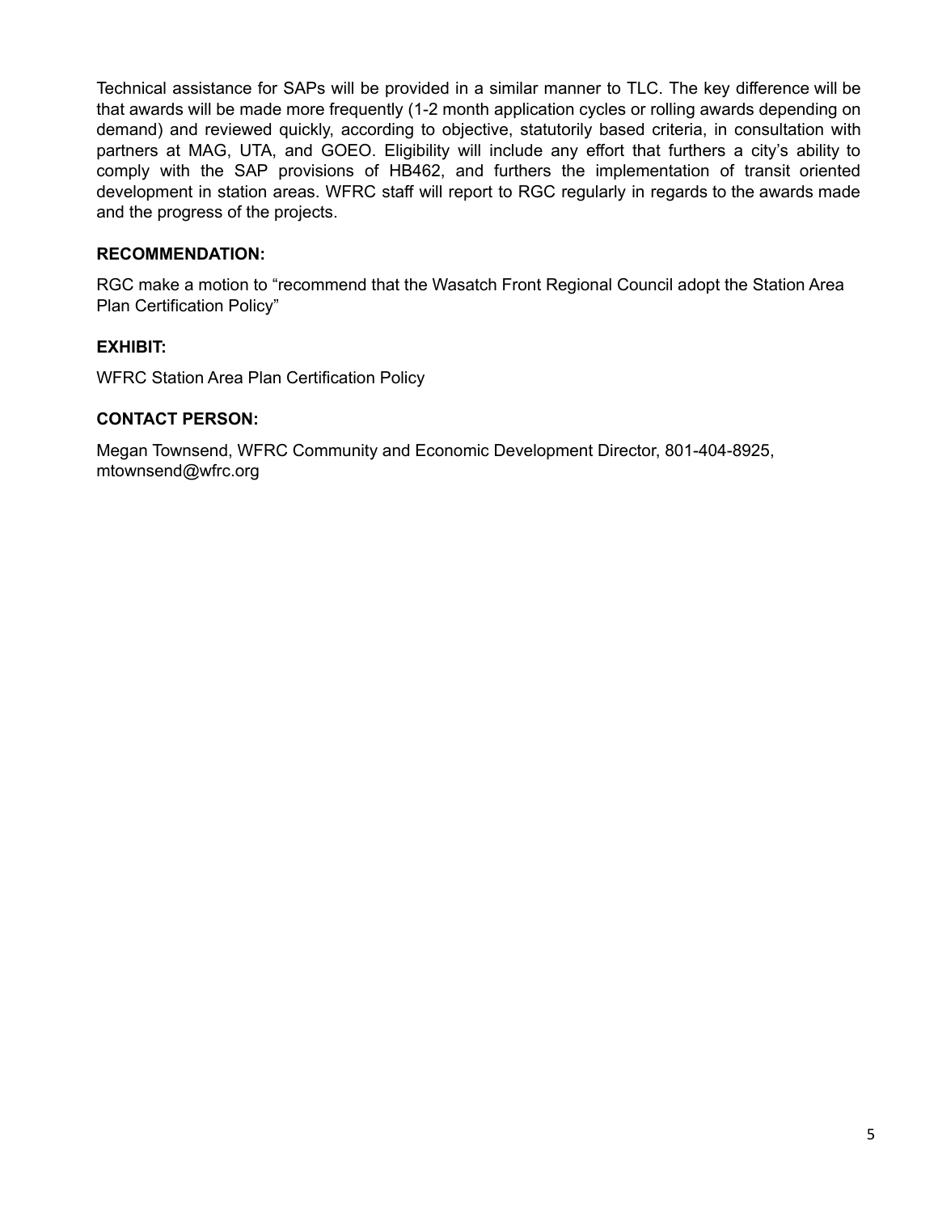Technical assistance for SAPs will be provided in a similar manner to TLC. The key difference will be that awards will be made more frequently (1-2 month application cycles or rolling awards depending on demand) and reviewed quickly, according to objective, statutorily based criteria, in consultation with partners at MAG, UTA, and GOEO. Eligibility will include any effort that furthers a city's ability to comply with the SAP provisions of HB462, and furthers the implementation of transit oriented development in station areas. WFRC staff will report to RGC regularly in regards to the awards made and the progress of the projects.

**RECOMMENDATION:**

RGC make a motion to "recommend that the Wasatch Front Regional Council adopt the Station Area Plan Certification Policy"

**EXHIBIT:**

WFRC Station Area Plan Certification Policy

**CONTACT PERSON:**

Megan Townsend, WFRC Community and Economic Development Director, 801-404-8925, mtownsend@wfrc.org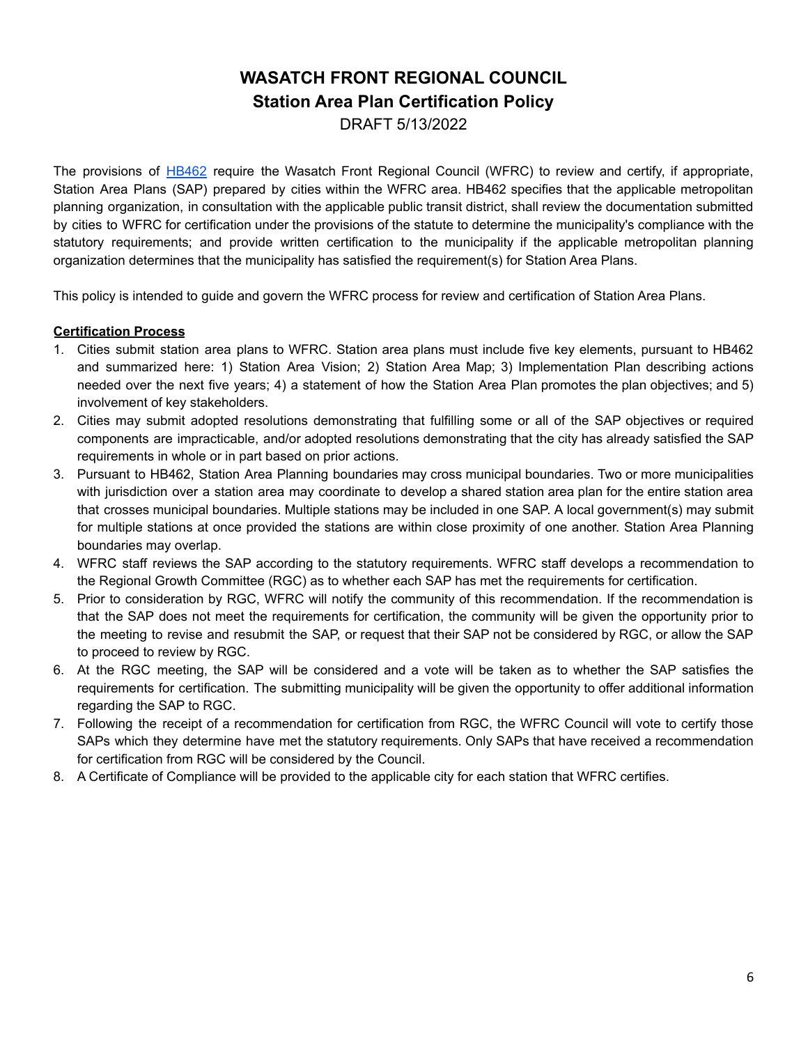# WASATCH FRONT REGIONAL COUNCIL
## Station Area Plan Certification Policy
DRAFT 5/13/2022

The provisions of [HB462] require the Wasatch Front Regional Council (WFRC) to review and certify, if appropriate, Station Area Plans (SAP) prepared by cities within the WFRC area. HB462 specifies that the applicable metropolitan planning organization, in consultation with the applicable public transit district, shall review the documentation submitted by cities to WFRC for certification under the provisions of the statute to determine the municipality's compliance with the statutory requirements; and provide written certification to the municipality if the applicable metropolitan planning organization determines that the municipality has satisfied the requirement(s) for Station Area Plans.

This policy is intended to guide and govern the WFRC process for review and certification of Station Area Plans.

**Certification Process**

1. Cities submit station area plans to WFRC. Station area plans must include five key elements, pursuant to HB462 and summarized here: 1) Station Area Vision; 2) Station Area Map; 3) Implementation Plan describing actions needed over the next five years; 4) a statement of how the Station Area Plan promotes the plan objectives; and 5) involvement of key stakeholders.
2. Cities may submit adopted resolutions demonstrating that fulfilling some or all of the SAP objectives or required components are impracticable, and/or adopted resolutions demonstrating that the city has already satisfied the SAP requirements in whole or in part based on prior actions.
3. Pursuant to HB462, Station Area Planning boundaries may cross municipal boundaries. Two or more municipalities with jurisdiction over a station area may coordinate to develop a shared station area plan for the entire station area that crosses municipal boundaries. Multiple stations may be included in one SAP. A local government(s) may submit for multiple stations at once provided the stations are within close proximity of one another. Station Area Planning boundaries may overlap.
4. WFRC staff reviews the SAP according to the statutory requirements. WFRC staff develops a recommendation to the Regional Growth Committee (RGC) as to whether each SAP has met the requirements for certification.
5. Prior to consideration by RGC, WFRC will notify the community of this recommendation. If the recommendation is that the SAP does not meet the requirements for certification, the community will be given the opportunity prior to the meeting to revise and resubmit the SAP, or request that their SAP not be considered by RGC, or allow the SAP to proceed to review by RGC.
6. At the RGC meeting, the SAP will be considered and a vote will be taken as to whether the SAP satisfies the requirements for certification. The submitting municipality will be given the opportunity to offer additional information regarding the SAP to RGC.
7. Following the receipt of a recommendation for certification from RGC, the WFRC Council will vote to certify those SAPs which they determine have met the statutory requirements. Only SAPs that have received a recommendation for certification from RGC will be considered by the Council.
8. A Certificate of Compliance will be provided to the applicable city for each station that WFRC certifies.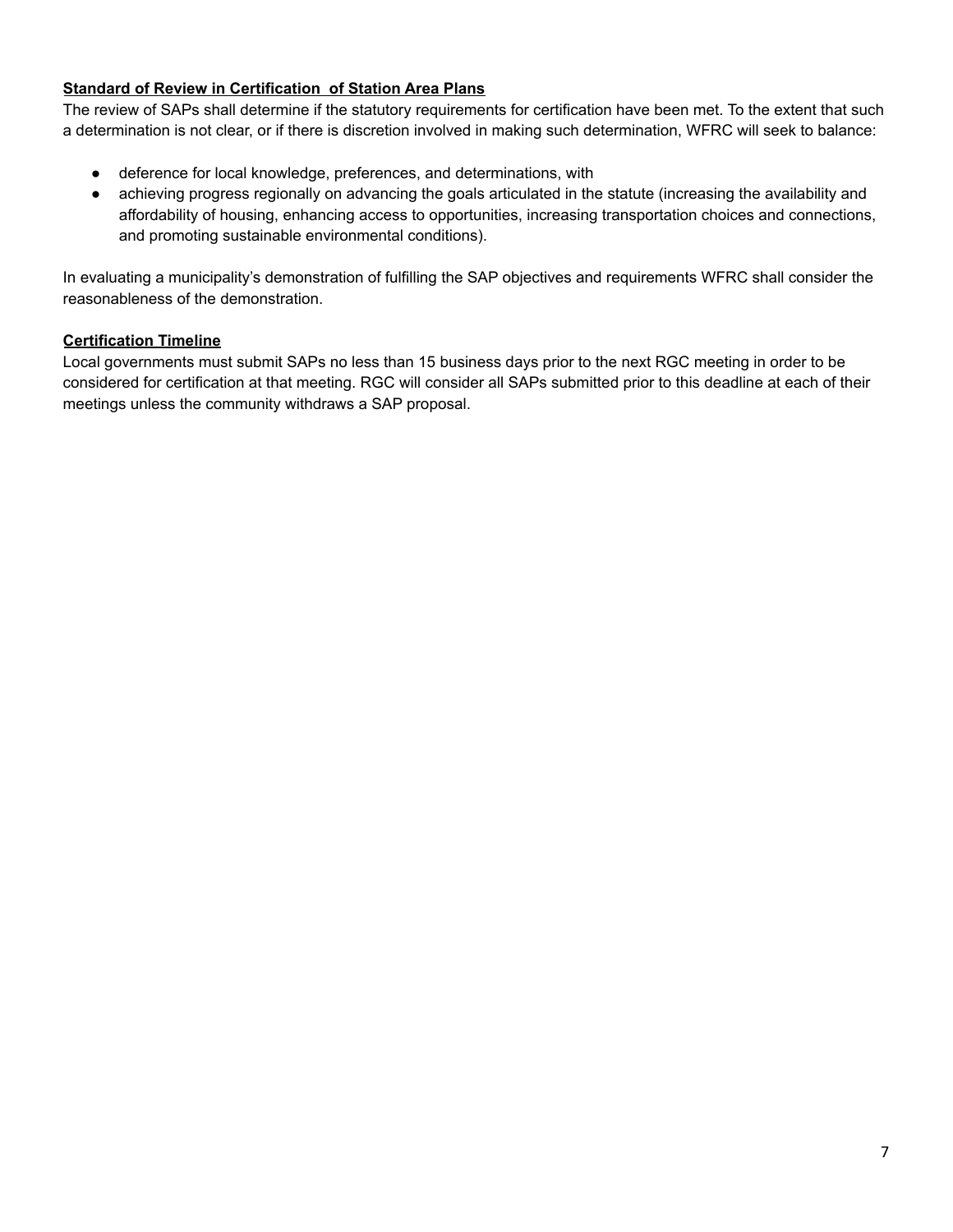**Standard of Review in Certification of Station Area Plans**

The review of SAPs shall determine if the statutory requirements for certification have been met. To the extent that such a determination is not clear, or if there is discretion involved in making such determination, WFRC will seek to balance:

- deference for local knowledge, preferences, and determinations, with
- achieving progress regionally on advancing the goals articulated in the statute (increasing the availability and affordability of housing, enhancing access to opportunities, increasing transportation choices and connections, and promoting sustainable environmental conditions).

In evaluating a municipality's demonstration of fulfilling the SAP objectives and requirements WFRC shall consider the reasonableness of the demonstration.

**Certification Timeline**

Local governments must submit SAPs no less than 15 business days prior to the next RGC meeting in order to be considered for certification at that meeting. RGC will consider all SAPs submitted prior to this deadline at each of their meetings unless the community withdraws a SAP proposal.